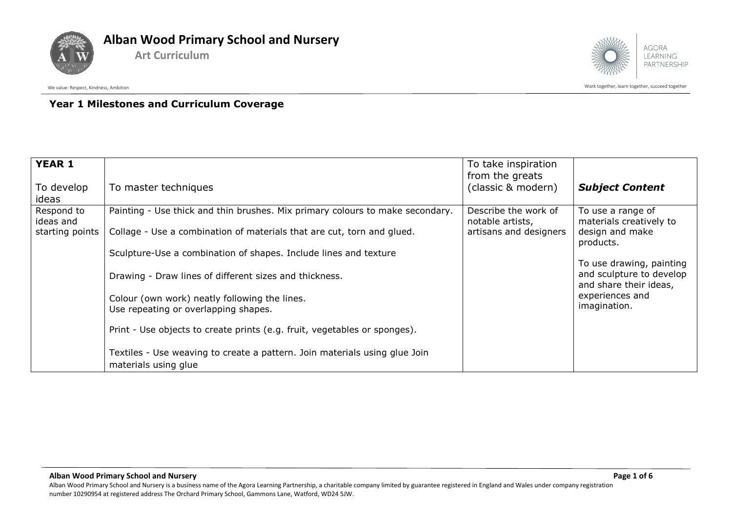# Alban Wood Primary School and Nursery

## Art Curriculum

We value: Respect, Kindness, Ambition

Work together, learn together, succeed together

### Year 1 Milestones and Curriculum Coverage

| **YEAR 1**<br><br>To develop ideas | To master techniques | To take inspiration from the greats (classic & modern) | ***Subject Content*** |
|---|---|---|---|
| Respond to ideas and starting points | Painting - Use thick and thin brushes. Mix primary colours to make secondary.<br><br>Collage - Use a combination of materials that are cut, torn and glued.<br><br>Sculpture-Use a combination of shapes. Include lines and texture<br><br>Drawing - Draw lines of different sizes and thickness.<br><br>Colour (own work) neatly following the lines.<br>Use repeating or overlapping shapes.<br><br>Print - Use objects to create prints (e.g. fruit, vegetables or sponges).<br><br>Textiles - Use weaving to create a pattern. Join materials using glue Join materials using glue | Describe the work of notable artists, artisans and designers | To use a range of materials creatively to design and make products.<br><br>To use drawing, painting and sculpture to develop and share their ideas, experiences and imagination. |

**Alban Wood Primary School and Nursery**

Alban Wood Primary School and Nursery is a business name of the Agora Learning Partnership, a charitable company limited by guarantee registered in England and Wales under company registration number 10290954 at registered address The Orchard Primary School, Gammons Lane, Watford, WD24 5JW.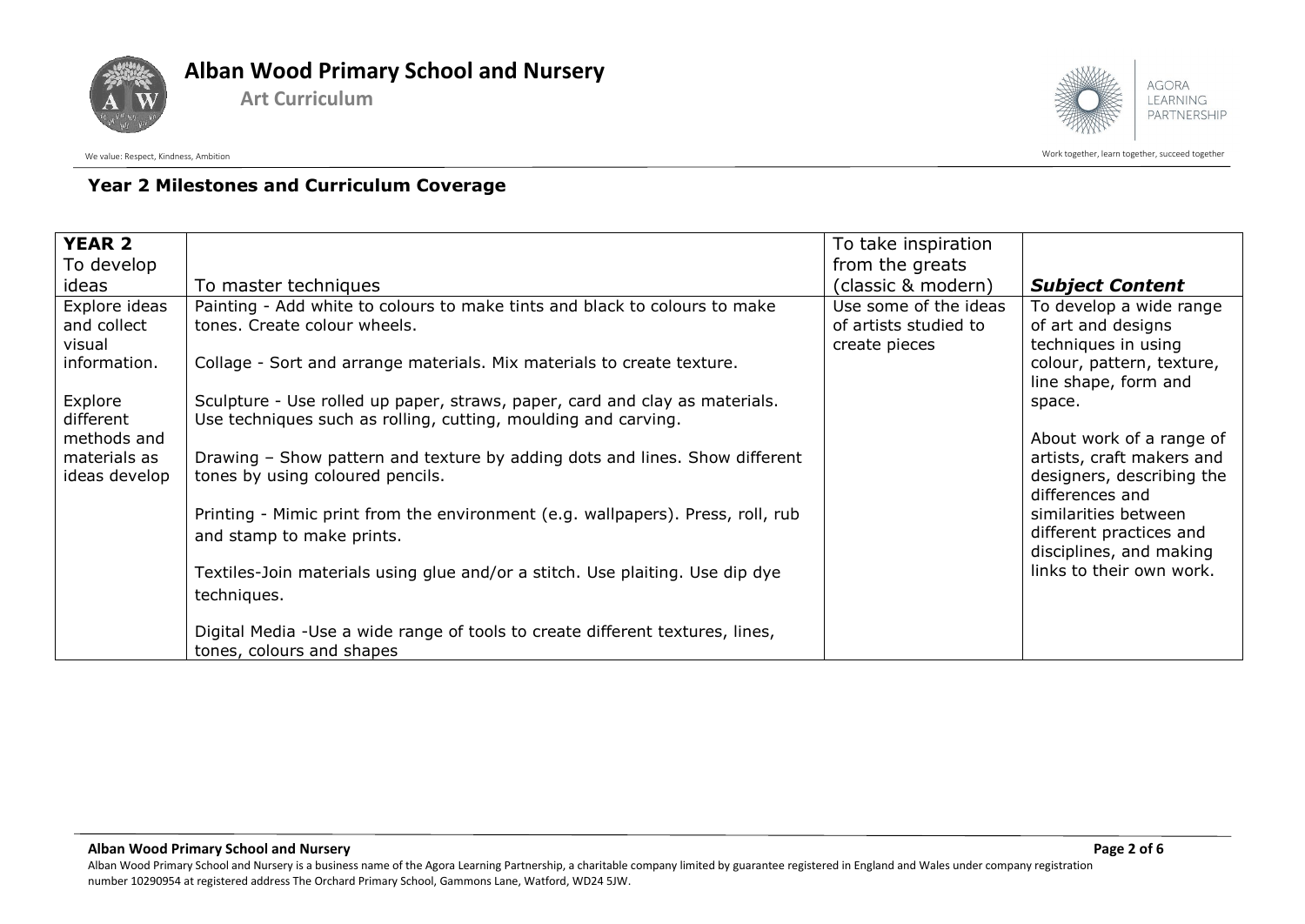### Year 2 Milestones and Curriculum Coverage

| **YEAR 2** To develop ideas | To master techniques | To take inspiration from the greats (classic & modern) | ***Subject Content*** |
|---|---|---|---|
| Explore ideas and collect visual information.<br><br>Explore different methods and materials as ideas develop | Painting - Add white to colours to make tints and black to colours to make tones. Create colour wheels.<br><br>Collage - Sort and arrange materials. Mix materials to create texture.<br><br>Sculpture - Use rolled up paper, straws, paper, card and clay as materials. Use techniques such as rolling, cutting, moulding and carving.<br><br>Drawing – Show pattern and texture by adding dots and lines. Show different tones by using coloured pencils.<br><br>Printing - Mimic print from the environment (e.g. wallpapers). Press, roll, rub and stamp to make prints.<br><br>Textiles-Join materials using glue and/or a stitch. Use plaiting. Use dip dye techniques.<br><br>Digital Media -Use a wide range of tools to create different textures, lines, tones, colours and shapes | Use some of the ideas of artists studied to create pieces | To develop a wide range of art and designs techniques in using colour, pattern, texture, line shape, form and space.<br><br>About work of a range of artists, craft makers and designers, describing the differences and similarities between different practices and disciplines, and making links to their own work. |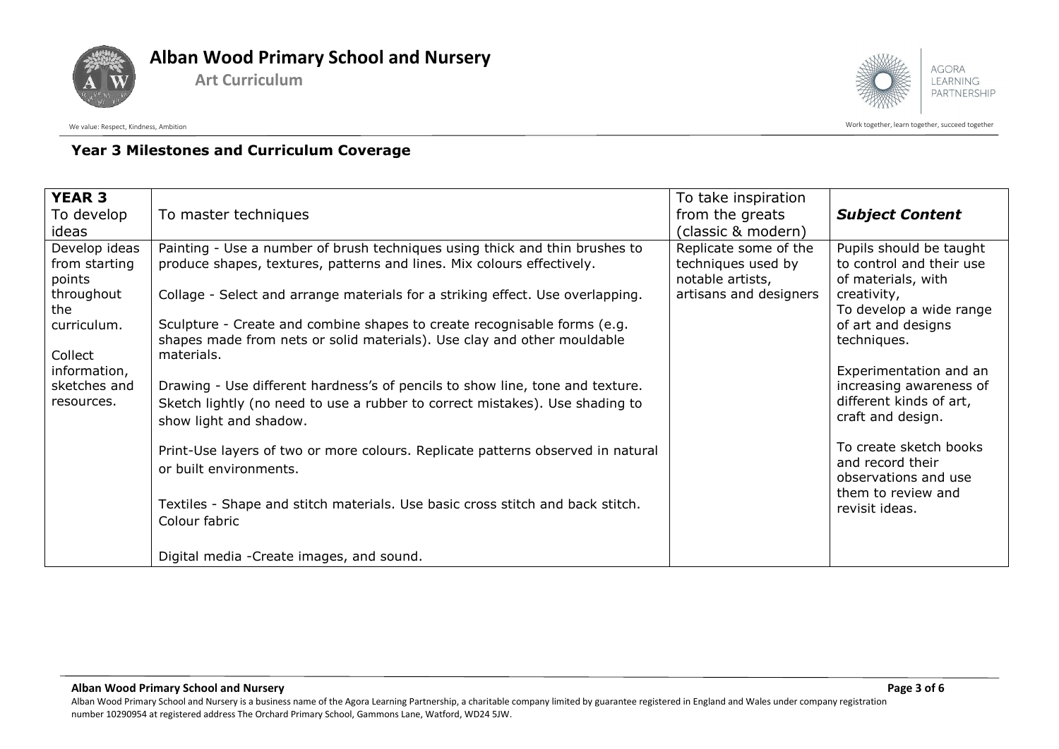## Year 3 Milestones and Curriculum Coverage

| **YEAR 3** To develop ideas | To master techniques | To take inspiration from the greats (classic & modern) | ***Subject Content*** |
|---|---|---|---|
| Develop ideas from starting points throughout the curriculum.<br><br>Collect information, sketches and resources. | Painting - Use a number of brush techniques using thick and thin brushes to produce shapes, textures, patterns and lines. Mix colours effectively.<br><br>Collage - Select and arrange materials for a striking effect. Use overlapping.<br><br>Sculpture - Create and combine shapes to create recognisable forms (e.g. shapes made from nets or solid materials). Use clay and other mouldable materials.<br><br>Drawing - Use different hardness's of pencils to show line, tone and texture. Sketch lightly (no need to use a rubber to correct mistakes). Use shading to show light and shadow.<br><br>Print-Use layers of two or more colours. Replicate patterns observed in natural or built environments.<br><br>Textiles - Shape and stitch materials. Use basic cross stitch and back stitch. Colour fabric<br><br>Digital media -Create images, and sound. | Replicate some of the techniques used by notable artists, artisans and designers | Pupils should be taught to control and their use of materials, with creativity,<br>To develop a wide range of art and designs techniques.<br><br>Experimentation and an increasing awareness of different kinds of art, craft and design.<br><br>To create sketch books and record their observations and use them to review and revisit ideas. |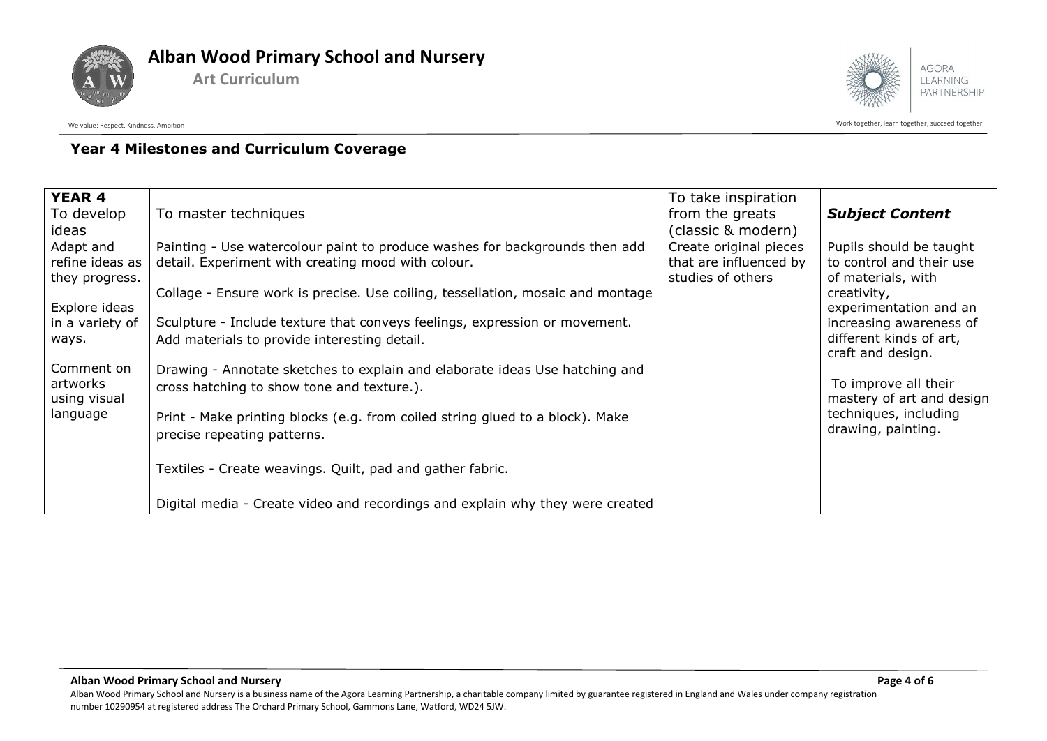## Year 4 Milestones and Curriculum Coverage

| **YEAR 4**<br>To develop ideas | To master techniques | To take inspiration from the greats (classic & modern) | ***Subject Content*** |
|---|---|---|---|
| Adapt and refine ideas as they progress.<br><br>Explore ideas in a variety of ways.<br><br>Comment on artworks using visual language | Painting - Use watercolour paint to produce washes for backgrounds then add detail. Experiment with creating mood with colour.<br><br>Collage - Ensure work is precise. Use coiling, tessellation, mosaic and montage<br><br>Sculpture - Include texture that conveys feelings, expression or movement. Add materials to provide interesting detail.<br><br>Drawing - Annotate sketches to explain and elaborate ideas Use hatching and cross hatching to show tone and texture.).<br><br>Print - Make printing blocks (e.g. from coiled string glued to a block). Make precise repeating patterns.<br><br>Textiles - Create weavings. Quilt, pad and gather fabric.<br><br>Digital media - Create video and recordings and explain why they were created | Create original pieces that are influenced by studies of others | Pupils should be taught to control and their use of materials, with creativity, experimentation and an increasing awareness of different kinds of art, craft and design.<br><br>To improve all their mastery of art and design techniques, including drawing, painting. |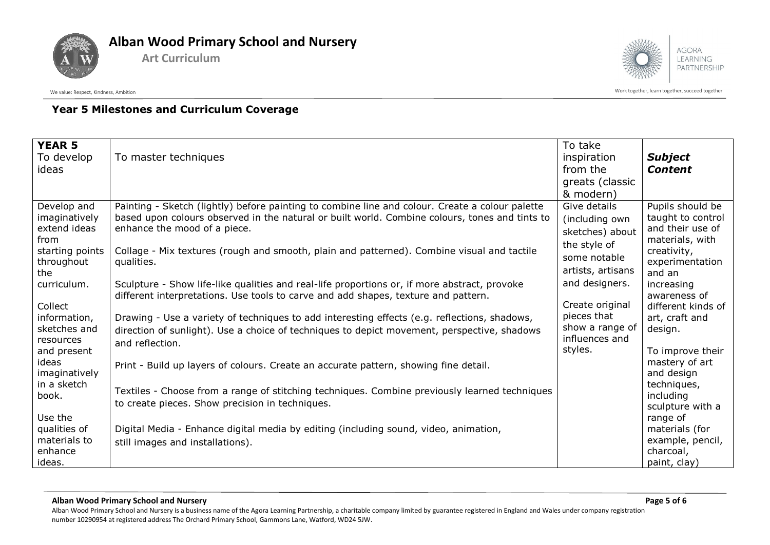## Year 5 Milestones and Curriculum Coverage

| **YEAR 5** To develop ideas | To master techniques | To take inspiration from the greats (classic & modern) | ***Subject Content*** |
|---|---|---|---|
| Develop and imaginatively extend ideas from starting points throughout the curriculum.<br><br>Collect information, sketches and resources and present ideas imaginatively in a sketch book.<br><br>Use the qualities of materials to enhance ideas. | Painting - Sketch (lightly) before painting to combine line and colour. Create a colour palette based upon colours observed in the natural or built world. Combine colours, tones and tints to enhance the mood of a piece.<br><br>Collage - Mix textures (rough and smooth, plain and patterned). Combine visual and tactile qualities.<br><br>Sculpture - Show life-like qualities and real-life proportions or, if more abstract, provoke different interpretations. Use tools to carve and add shapes, texture and pattern.<br><br>Drawing - Use a variety of techniques to add interesting effects (e.g. reflections, shadows, direction of sunlight). Use a choice of techniques to depict movement, perspective, shadows and reflection.<br><br>Print - Build up layers of colours. Create an accurate pattern, showing fine detail.<br><br>Textiles - Choose from a range of stitching techniques. Combine previously learned techniques to create pieces. Show precision in techniques.<br><br>Digital Media - Enhance digital media by editing (including sound, video, animation, still images and installations). | Give details (including own sketches) about the style of some notable artists, artisans and designers.<br><br>Create original pieces that show a range of influences and styles. | Pupils should be taught to control and their use of materials, with creativity, experimentation and an increasing awareness of different kinds of art, craft and design.<br><br>To improve their mastery of art and design techniques, including sculpture with a range of materials (for example, pencil, charcoal, paint, clay) |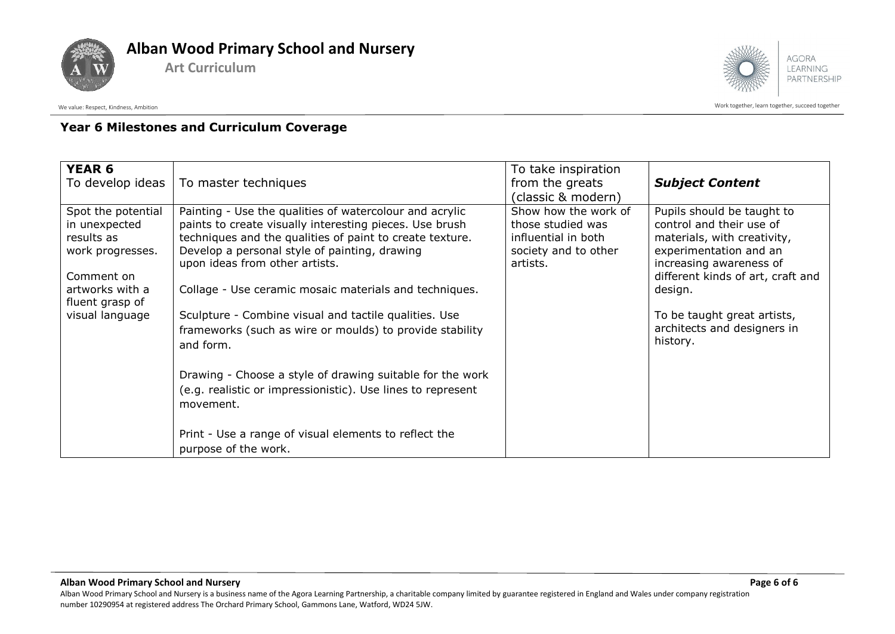## Year 6 Milestones and Curriculum Coverage

| **YEAR 6** To develop ideas | To master techniques | To take inspiration from the greats (classic & modern) | ***Subject Content*** |
|---|---|---|---|
| Spot the potential in unexpected results as work progresses.<br><br>Comment on artworks with a fluent grasp of visual language | Painting - Use the qualities of watercolour and acrylic paints to create visually interesting pieces. Use brush techniques and the qualities of paint to create texture. Develop a personal style of painting, drawing upon ideas from other artists.<br><br>Collage - Use ceramic mosaic materials and techniques.<br><br>Sculpture - Combine visual and tactile qualities. Use frameworks (such as wire or moulds) to provide stability and form.<br><br>Drawing - Choose a style of drawing suitable for the work (e.g. realistic or impressionistic). Use lines to represent movement.<br><br>Print - Use a range of visual elements to reflect the purpose of the work. | Show how the work of those studied was influential in both society and to other artists. | Pupils should be taught to control and their use of materials, with creativity, experimentation and an increasing awareness of different kinds of art, craft and design.<br><br>To be taught great artists, architects and designers in history. |